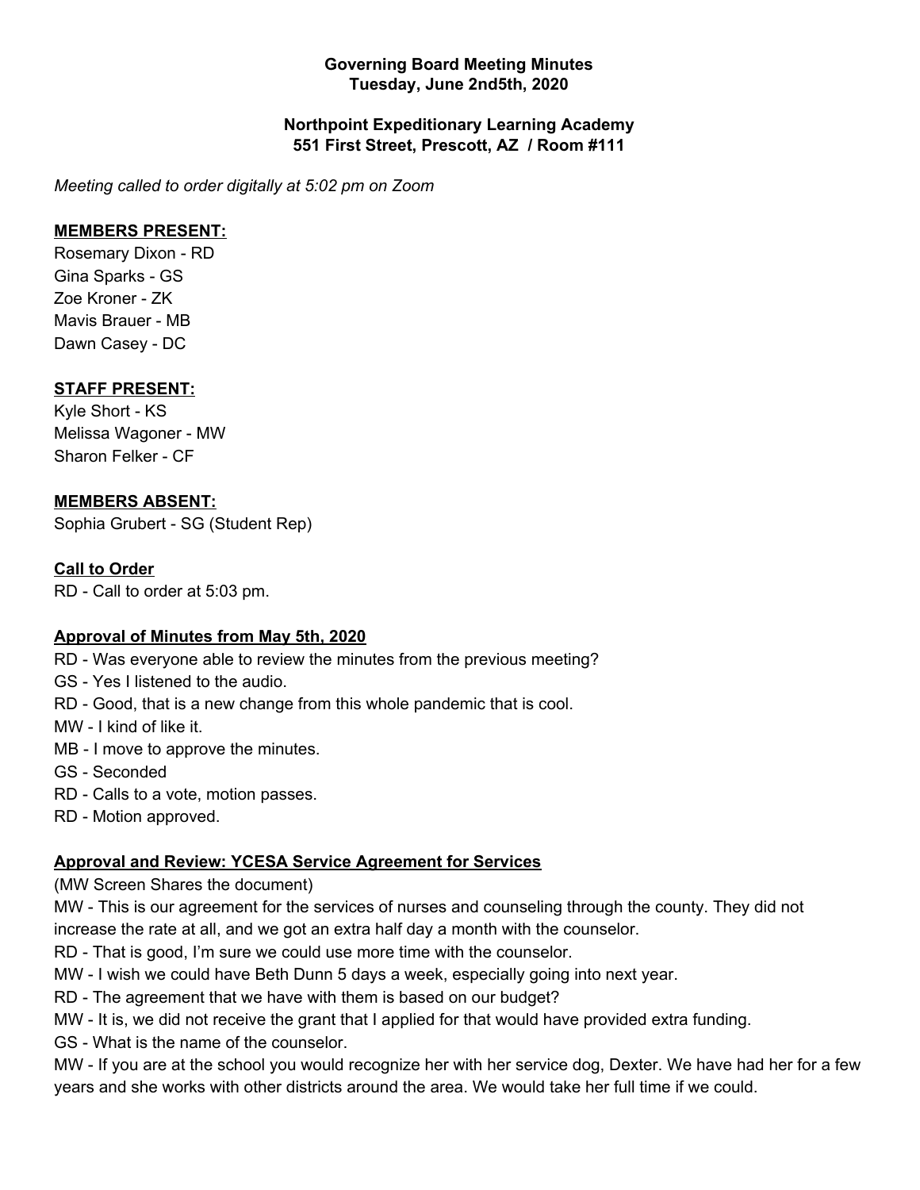**Governing Board Meeting Minutes**
**Tuesday, June 2nd5th, 2020**

**Northpoint Expeditionary Learning Academy**
**551 First Street, Prescott, AZ / Room #111**

*Meeting called to order digitally at 5:02 pm on Zoom*

**MEMBERS PRESENT:**

Rosemary Dixon - RD
Gina Sparks - GS
Zoe Kroner - ZK
Mavis Brauer - MB
Dawn Casey - DC

**STAFF PRESENT:**

Kyle Short - KS
Melissa Wagoner - MW
Sharon Felker - CF

**MEMBERS ABSENT:**

Sophia Grubert - SG (Student Rep)

**Call to Order**

RD - Call to order at 5:03 pm.

**Approval of Minutes from May 5th, 2020**

RD - Was everyone able to review the minutes from the previous meeting?
GS - Yes I listened to the audio.
RD - Good, that is a new change from this whole pandemic that is cool.
MW - I kind of like it.
MB - I move to approve the minutes.
GS - Seconded
RD - Calls to a vote, motion passes.
RD - Motion approved.

**Approval and Review: YCESA Service Agreement for Services**

(MW Screen Shares the document)
MW - This is our agreement for the services of nurses and counseling through the county. They did not increase the rate at all, and we got an extra half day a month with the counselor.
RD - That is good, I'm sure we could use more time with the counselor.
MW - I wish we could have Beth Dunn 5 days a week, especially going into next year.
RD - The agreement that we have with them is based on our budget?
MW - It is, we did not receive the grant that I applied for that would have provided extra funding.
GS - What is the name of the counselor.
MW - If you are at the school you would recognize her with her service dog, Dexter. We have had her for a few years and she works with other districts around the area. We would take her full time if we could.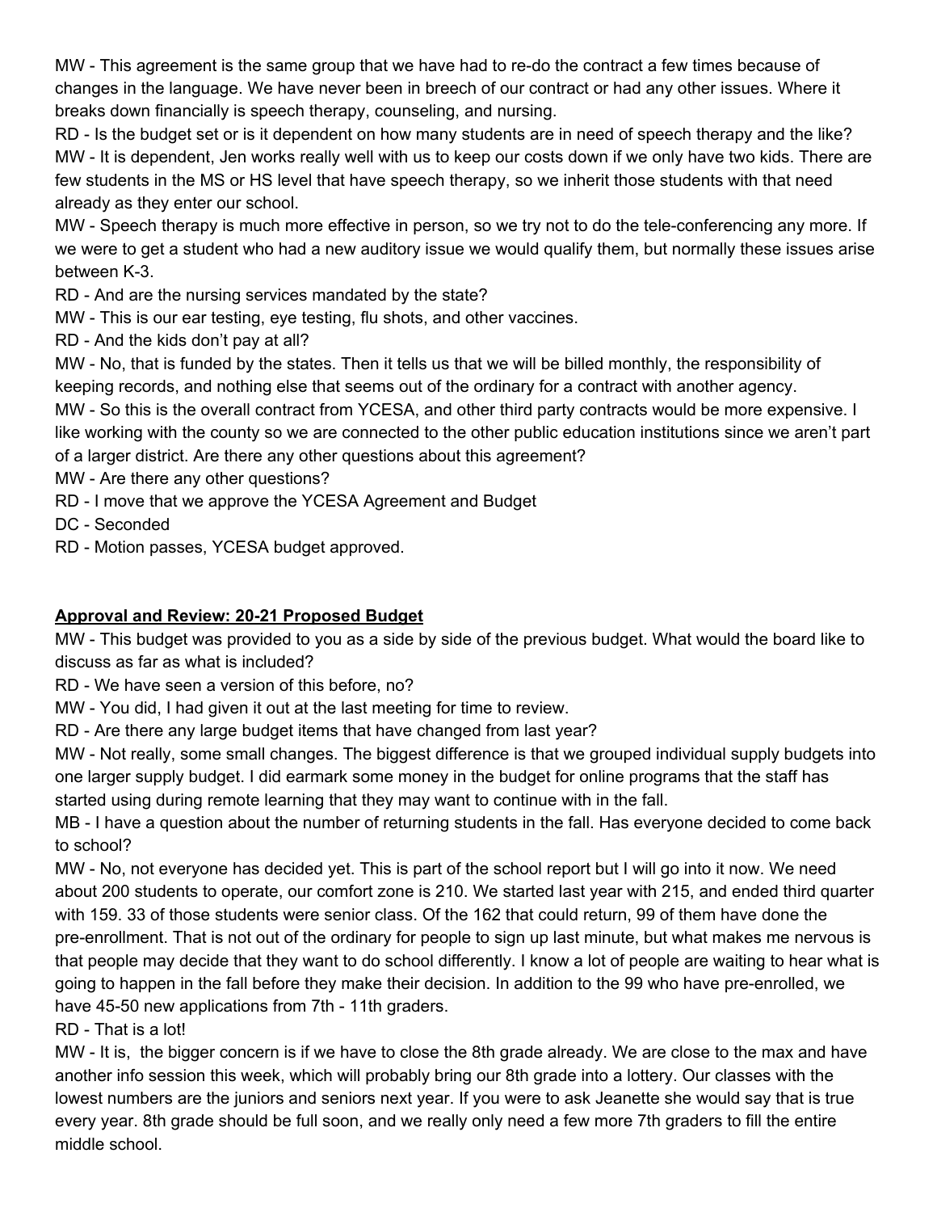MW - This agreement is the same group that we have had to re-do the contract a few times because of changes in the language. We have never been in breech of our contract or had any other issues. Where it breaks down financially is speech therapy, counseling, and nursing.

RD - Is the budget set or is it dependent on how many students are in need of speech therapy and the like?

MW - It is dependent, Jen works really well with us to keep our costs down if we only have two kids. There are few students in the MS or HS level that have speech therapy, so we inherit those students with that need already as they enter our school.

MW - Speech therapy is much more effective in person, so we try not to do the tele-conferencing any more. If we were to get a student who had a new auditory issue we would qualify them, but normally these issues arise between K-3.

RD - And are the nursing services mandated by the state?

MW - This is our ear testing, eye testing, flu shots, and other vaccines.

RD - And the kids don't pay at all?

MW - No, that is funded by the states. Then it tells us that we will be billed monthly, the responsibility of keeping records, and nothing else that seems out of the ordinary for a contract with another agency.

MW - So this is the overall contract from YCESA, and other third party contracts would be more expensive. I like working with the county so we are connected to the other public education institutions since we aren't part of a larger district. Are there any other questions about this agreement?

MW - Are there any other questions?

RD - I move that we approve the YCESA Agreement and Budget

DC - Seconded

RD - Motion passes, YCESA budget approved.

**Approval and Review: 20-21 Proposed Budget**

MW - This budget was provided to you as a side by side of the previous budget. What would the board like to discuss as far as what is included?

RD - We have seen a version of this before, no?

MW - You did, I had given it out at the last meeting for time to review.

RD - Are there any large budget items that have changed from last year?

MW - Not really, some small changes. The biggest difference is that we grouped individual supply budgets into one larger supply budget. I did earmark some money in the budget for online programs that the staff has started using during remote learning that they may want to continue with in the fall.

MB - I have a question about the number of returning students in the fall. Has everyone decided to come back to school?

MW - No, not everyone has decided yet. This is part of the school report but I will go into it now. We need about 200 students to operate, our comfort zone is 210. We started last year with 215, and ended third quarter with 159. 33 of those students were senior class. Of the 162 that could return, 99 of them have done the pre-enrollment. That is not out of the ordinary for people to sign up last minute, but what makes me nervous is that people may decide that they want to do school differently. I know a lot of people are waiting to hear what is going to happen in the fall before they make their decision. In addition to the 99 who have pre-enrolled, we have 45-50 new applications from 7th - 11th graders.

RD - That is a lot!

MW - It is, the bigger concern is if we have to close the 8th grade already. We are close to the max and have another info session this week, which will probably bring our 8th grade into a lottery. Our classes with the lowest numbers are the juniors and seniors next year. If you were to ask Jeanette she would say that is true every year. 8th grade should be full soon, and we really only need a few more 7th graders to fill the entire middle school.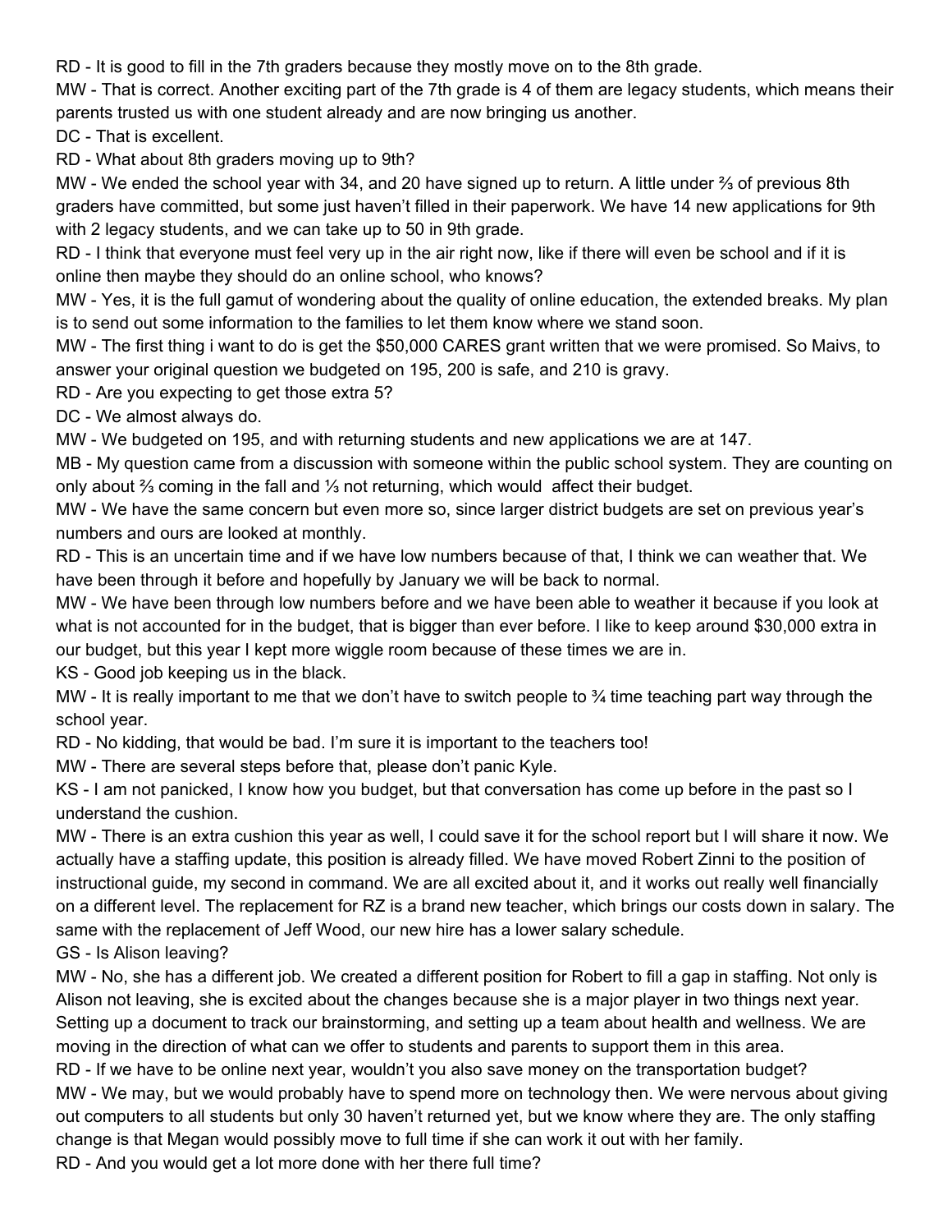RD - It is good to fill in the 7th graders because they mostly move on to the 8th grade.

MW - That is correct. Another exciting part of the 7th grade is 4 of them are legacy students, which means their parents trusted us with one student already and are now bringing us another.

DC - That is excellent.

RD - What about 8th graders moving up to 9th?

MW - We ended the school year with 34, and 20 have signed up to return. A little under ⅔ of previous 8th graders have committed, but some just haven't filled in their paperwork. We have 14 new applications for 9th with 2 legacy students, and we can take up to 50 in 9th grade.

RD - I think that everyone must feel very up in the air right now, like if there will even be school and if it is online then maybe they should do an online school, who knows?

MW - Yes, it is the full gamut of wondering about the quality of online education, the extended breaks. My plan is to send out some information to the families to let them know where we stand soon.

MW - The first thing i want to do is get the $50,000 CARES grant written that we were promised. So Maivs, to answer your original question we budgeted on 195, 200 is safe, and 210 is gravy.

RD - Are you expecting to get those extra 5?

DC - We almost always do.

MW - We budgeted on 195, and with returning students and new applications we are at 147.

MB - My question came from a discussion with someone within the public school system. They are counting on only about ⅔ coming in the fall and ⅓ not returning, which would affect their budget.

MW - We have the same concern but even more so, since larger district budgets are set on previous year's numbers and ours are looked at monthly.

RD - This is an uncertain time and if we have low numbers because of that, I think we can weather that. We have been through it before and hopefully by January we will be back to normal.

MW - We have been through low numbers before and we have been able to weather it because if you look at what is not accounted for in the budget, that is bigger than ever before. I like to keep around $30,000 extra in our budget, but this year I kept more wiggle room because of these times we are in.

KS - Good job keeping us in the black.

MW - It is really important to me that we don't have to switch people to ¾ time teaching part way through the school year.

RD - No kidding, that would be bad. I'm sure it is important to the teachers too!

MW - There are several steps before that, please don't panic Kyle.

KS - I am not panicked, I know how you budget, but that conversation has come up before in the past so I understand the cushion.

MW - There is an extra cushion this year as well, I could save it for the school report but I will share it now. We actually have a staffing update, this position is already filled. We have moved Robert Zinni to the position of instructional guide, my second in command. We are all excited about it, and it works out really well financially on a different level. The replacement for RZ is a brand new teacher, which brings our costs down in salary. The same with the replacement of Jeff Wood, our new hire has a lower salary schedule.

GS - Is Alison leaving?

MW - No, she has a different job. We created a different position for Robert to fill a gap in staffing. Not only is Alison not leaving, she is excited about the changes because she is a major player in two things next year. Setting up a document to track our brainstorming, and setting up a team about health and wellness. We are moving in the direction of what can we offer to students and parents to support them in this area.

RD - If we have to be online next year, wouldn't you also save money on the transportation budget?

MW - We may, but we would probably have to spend more on technology then. We were nervous about giving out computers to all students but only 30 haven't returned yet, but we know where they are. The only staffing change is that Megan would possibly move to full time if she can work it out with her family.

RD - And you would get a lot more done with her there full time?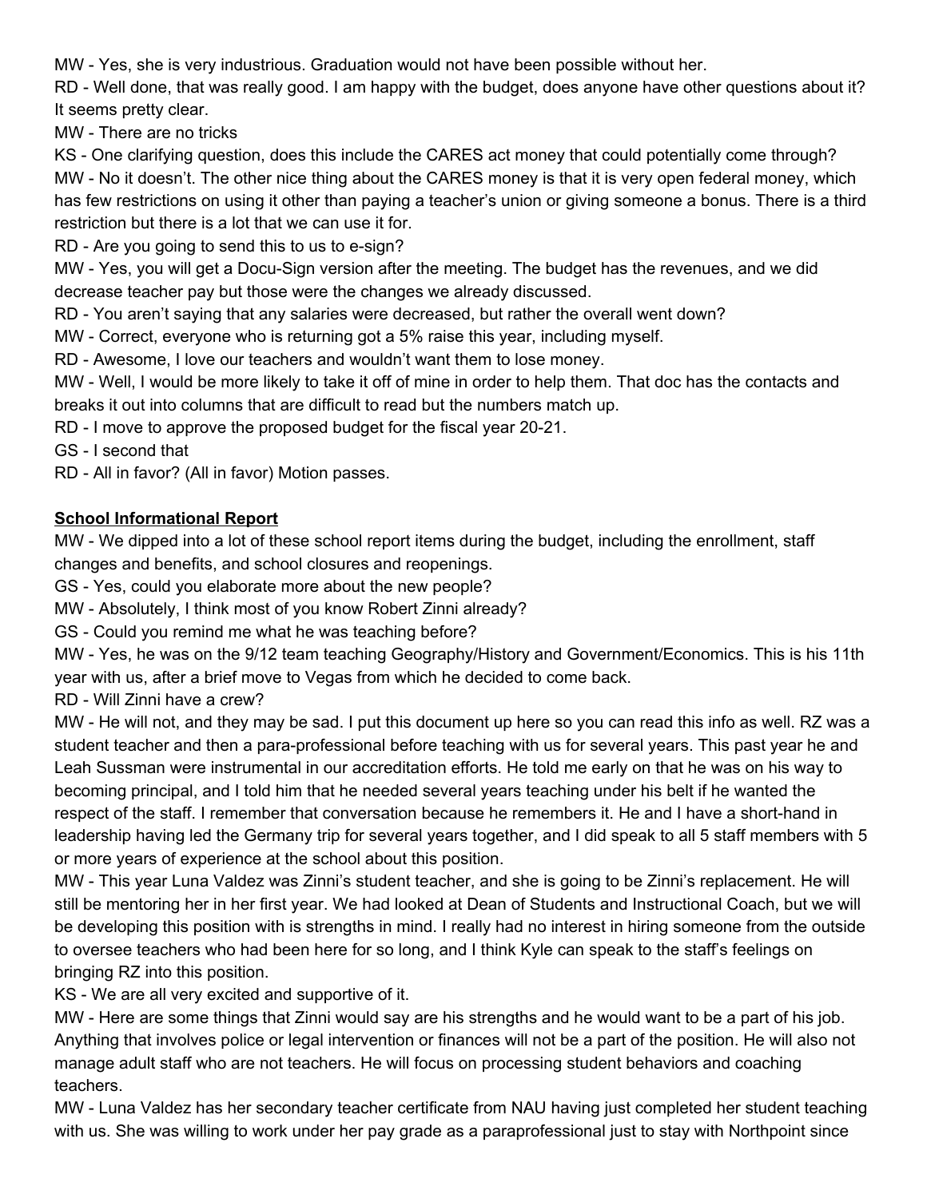MW - Yes, she is very industrious. Graduation would not have been possible without her.

RD - Well done, that was really good. I am happy with the budget, does anyone have other questions about it? It seems pretty clear.

MW - There are no tricks

KS - One clarifying question, does this include the CARES act money that could potentially come through?

MW - No it doesn't. The other nice thing about the CARES money is that it is very open federal money, which has few restrictions on using it other than paying a teacher's union or giving someone a bonus. There is a third restriction but there is a lot that we can use it for.

RD - Are you going to send this to us to e-sign?

MW - Yes, you will get a Docu-Sign version after the meeting. The budget has the revenues, and we did decrease teacher pay but those were the changes we already discussed.

RD - You aren't saying that any salaries were decreased, but rather the overall went down?

MW - Correct, everyone who is returning got a 5% raise this year, including myself.

RD - Awesome, I love our teachers and wouldn't want them to lose money.

MW - Well, I would be more likely to take it off of mine in order to help them. That doc has the contacts and breaks it out into columns that are difficult to read but the numbers match up.

RD - I move to approve the proposed budget for the fiscal year 20-21.

GS - I second that

RD - All in favor? (All in favor) Motion passes.

**School Informational Report**

MW - We dipped into a lot of these school report items during the budget, including the enrollment, staff changes and benefits, and school closures and reopenings.

GS - Yes, could you elaborate more about the new people?

MW - Absolutely, I think most of you know Robert Zinni already?

GS - Could you remind me what he was teaching before?

MW - Yes, he was on the 9/12 team teaching Geography/History and Government/Economics. This is his 11th year with us, after a brief move to Vegas from which he decided to come back.

RD - Will Zinni have a crew?

MW - He will not, and they may be sad. I put this document up here so you can read this info as well. RZ was a student teacher and then a para-professional before teaching with us for several years. This past year he and Leah Sussman were instrumental in our accreditation efforts. He told me early on that he was on his way to becoming principal, and I told him that he needed several years teaching under his belt if he wanted the respect of the staff. I remember that conversation because he remembers it. He and I have a short-hand in leadership having led the Germany trip for several years together, and I did speak to all 5 staff members with 5 or more years of experience at the school about this position.

MW - This year Luna Valdez was Zinni's student teacher, and she is going to be Zinni's replacement. He will still be mentoring her in her first year. We had looked at Dean of Students and Instructional Coach, but we will be developing this position with is strengths in mind. I really had no interest in hiring someone from the outside to oversee teachers who had been here for so long, and I think Kyle can speak to the staff's feelings on bringing RZ into this position.

KS - We are all very excited and supportive of it.

MW - Here are some things that Zinni would say are his strengths and he would want to be a part of his job. Anything that involves police or legal intervention or finances will not be a part of the position. He will also not manage adult staff who are not teachers. He will focus on processing student behaviors and coaching teachers.

MW - Luna Valdez has her secondary teacher certificate from NAU having just completed her student teaching with us. She was willing to work under her pay grade as a paraprofessional just to stay with Northpoint since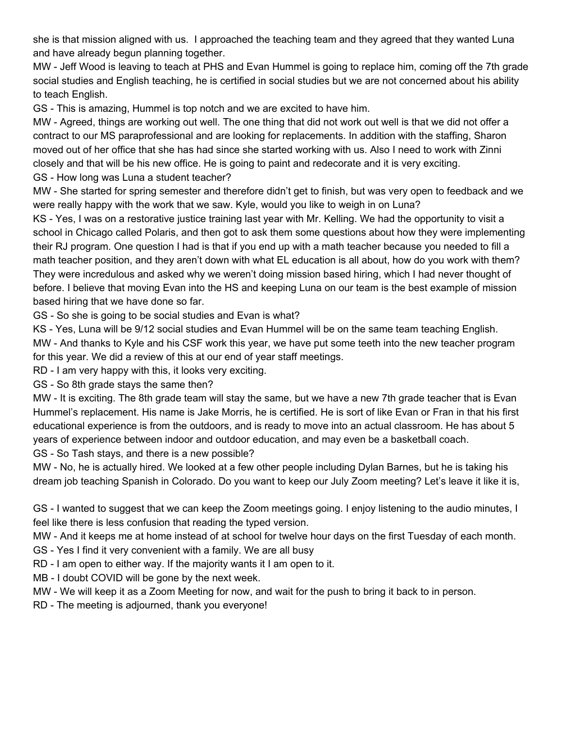she is that mission aligned with us. I approached the teaching team and they agreed that they wanted Luna and have already begun planning together.

MW - Jeff Wood is leaving to teach at PHS and Evan Hummel is going to replace him, coming off the 7th grade social studies and English teaching, he is certified in social studies but we are not concerned about his ability to teach English.

GS - This is amazing, Hummel is top notch and we are excited to have him.

MW - Agreed, things are working out well. The one thing that did not work out well is that we did not offer a contract to our MS paraprofessional and are looking for replacements. In addition with the staffing, Sharon moved out of her office that she has had since she started working with us. Also I need to work with Zinni closely and that will be his new office. He is going to paint and redecorate and it is very exciting.

GS - How long was Luna a student teacher?

MW - She started for spring semester and therefore didn't get to finish, but was very open to feedback and we were really happy with the work that we saw. Kyle, would you like to weigh in on Luna?

KS - Yes, I was on a restorative justice training last year with Mr. Kelling. We had the opportunity to visit a school in Chicago called Polaris, and then got to ask them some questions about how they were implementing their RJ program. One question I had is that if you end up with a math teacher because you needed to fill a math teacher position, and they aren't down with what EL education is all about, how do you work with them? They were incredulous and asked why we weren't doing mission based hiring, which I had never thought of before. I believe that moving Evan into the HS and keeping Luna on our team is the best example of mission based hiring that we have done so far.

GS - So she is going to be social studies and Evan is what?

KS - Yes, Luna will be 9/12 social studies and Evan Hummel will be on the same team teaching English.

MW - And thanks to Kyle and his CSF work this year, we have put some teeth into the new teacher program for this year. We did a review of this at our end of year staff meetings.

RD - I am very happy with this, it looks very exciting.

GS - So 8th grade stays the same then?

MW - It is exciting. The 8th grade team will stay the same, but we have a new 7th grade teacher that is Evan Hummel's replacement. His name is Jake Morris, he is certified. He is sort of like Evan or Fran in that his first educational experience is from the outdoors, and is ready to move into an actual classroom. He has about 5 years of experience between indoor and outdoor education, and may even be a basketball coach.

GS - So Tash stays, and there is a new possible?

MW - No, he is actually hired. We looked at a few other people including Dylan Barnes, but he is taking his dream job teaching Spanish in Colorado. Do you want to keep our July Zoom meeting? Let's leave it like it is,

GS - I wanted to suggest that we can keep the Zoom meetings going. I enjoy listening to the audio minutes, I feel like there is less confusion that reading the typed version.

MW - And it keeps me at home instead of at school for twelve hour days on the first Tuesday of each month.

GS - Yes I find it very convenient with a family. We are all busy

RD - I am open to either way. If the majority wants it I am open to it.

MB - I doubt COVID will be gone by the next week.

MW - We will keep it as a Zoom Meeting for now, and wait for the push to bring it back to in person.

RD - The meeting is adjourned, thank you everyone!